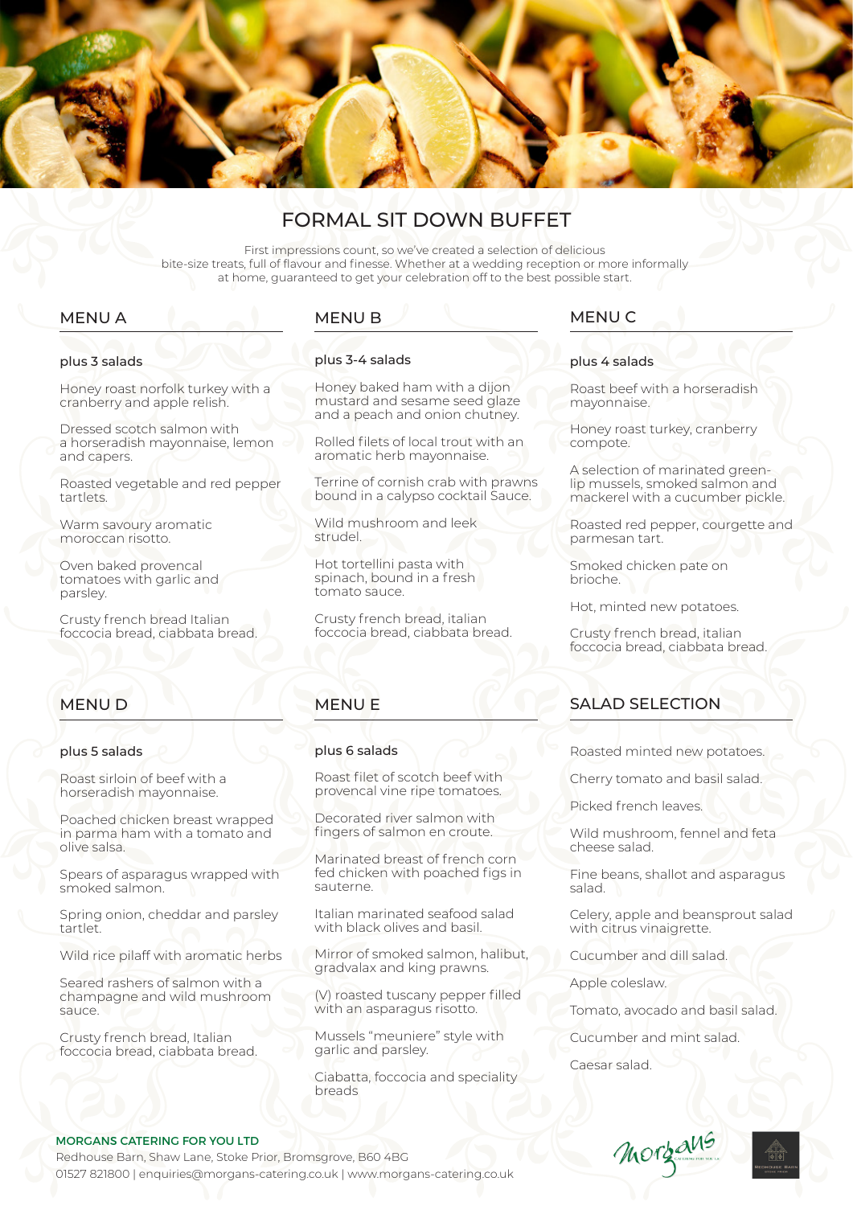# FORMAL SIT DOWN BUFFET

First impressions count, so we've created a selection of delicious bite-size treats, full of flavour and finesse. Whether at a wedding reception or more informally at home, guaranteed to get your celebration off to the best possible start.

## MENU A

plus 3 salads

Honey roast norfolk turkey with a cranberry and apple relish.

Dressed scotch salmon with a horseradish mayonnaise, lemon and capers.

Roasted vegetable and red pepper tartlets.

Warm savoury aromatic moroccan risotto.

Oven baked provencal tomatoes with garlic and parsley.

Crusty french bread Italian foccocia bread, ciabbata bread.

## MENU B

plus 3-4 salads

Honey baked ham with a dijon mustard and sesame seed glaze and a peach and onion chutney.

Rolled filets of local trout with an aromatic herb mayonnaise.

Terrine of cornish crab with prawns bound in a calypso cocktail Sauce.

Wild mushroom and leek strudel.

Hot tortellini pasta with spinach, bound in a fresh tomato sauce.

Crusty french bread, italian foccocia bread, ciabbata bread.

## MENU C

plus 4 salads

Roast beef with a horseradish mayonnaise.

Honey roast turkey, cranberry compote.

A selection of marinated green-lip mussels, smoked salmon and mackerel with a cucumber pickle.

Roasted red pepper, courgette and parmesan tart.

Smoked chicken pate on brioche.

Hot, minted new potatoes.

Crusty french bread, italian foccocia bread, ciabbata bread.

## MENU D

plus 5 salads

Roast sirloin of beef with a horseradish mayonnaise.

Poached chicken breast wrapped in parma ham with a tomato and olive salsa.

Spears of asparagus wrapped with smoked salmon.

Spring onion, cheddar and parsley tartlet.

Wild rice pilaff with aromatic herbs

Seared rashers of salmon with a champagne and wild mushroom sauce.

Crusty french bread, Italian foccocia bread, ciabbata bread.

## MENU E

plus 6 salads

Roast filet of scotch beef with provencal vine ripe tomatoes.

Decorated river salmon with fingers of salmon en croute.

Marinated breast of french corn fed chicken with poached figs in sauterne.

Italian marinated seafood salad with black olives and basil.

Mirror of smoked salmon, halibut, gradvalax and king prawns.

(V) roasted tuscany pepper filled with an asparagus risotto.

Mussels "meuniere" style with garlic and parsley.

Ciabatta, foccocia and speciality breads

## SALAD SELECTION

Roasted minted new potatoes.

Cherry tomato and basil salad.

Picked french leaves.

Wild mushroom, fennel and feta cheese salad.

Fine beans, shallot and asparagus salad.

Celery, apple and beansprout salad with citrus vinaigrette.

Cucumber and dill salad.

Apple coleslaw.

Tomato, avocado and basil salad.

Cucumber and mint salad.

Caesar salad.

**MORGANS CATERING FOR YOU LTD**
Redhouse Barn, Shaw Lane, Stoke Prior, Bromsgrove, B60 4BG
01527 821800 | enquiries@morgans-catering.co.uk | www.morgans-catering.co.uk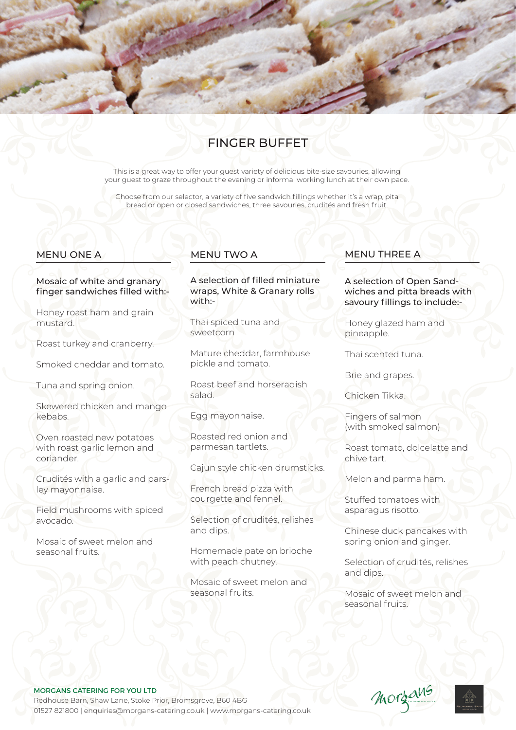# FINGER BUFFET

This is a great way to offer your guest variety of delicious bite-size savouries, allowing your guest to graze throughout the evening or informal working lunch at their own pace.

Choose from our selector, a variety of five sandwich fillings whether it's a wrap, pita bread or open or closed sandwiches, three savouries, crudités and fresh fruit.

## MENU ONE A

**Mosaic of white and granary finger sandwiches filled with:-**

Honey roast ham and grain mustard.

Roast turkey and cranberry.

Smoked cheddar and tomato.

Tuna and spring onion.

Skewered chicken and mango kebabs.

Oven roasted new potatoes with roast garlic lemon and coriander.

Crudités with a garlic and parsley mayonnaise.

Field mushrooms with spiced avocado.

Mosaic of sweet melon and seasonal fruits.

## MENU TWO A

**A selection of filled miniature wraps, White & Granary rolls with:-**

Thai spiced tuna and sweetcorn

Mature cheddar, farmhouse pickle and tomato.

Roast beef and horseradish salad.

Egg mayonnaise.

Roasted red onion and parmesan tartlets.

Cajun style chicken drumsticks.

French bread pizza with courgette and fennel.

Selection of crudités, relishes and dips.

Homemade pate on brioche with peach chutney.

Mosaic of sweet melon and seasonal fruits.

## MENU THREE A

**A selection of Open Sandwiches and pitta breads with savoury fillings to include:-**

Honey glazed ham and pineapple.

Thai scented tuna.

Brie and grapes.

Chicken Tikka.

Fingers of salmon (with smoked salmon)

Roast tomato, dolcelatte and chive tart.

Melon and parma ham.

Stuffed tomatoes with asparagus risotto.

Chinese duck pancakes with spring onion and ginger.

Selection of crudités, relishes and dips.

Mosaic of sweet melon and seasonal fruits.

**MORGANS CATERING FOR YOU LTD**
Redhouse Barn, Shaw Lane, Stoke Prior, Bromsgrove, B60 4BG
01527 821800 | enquiries@morgans-catering.co.uk | www.morgans-catering.co.uk